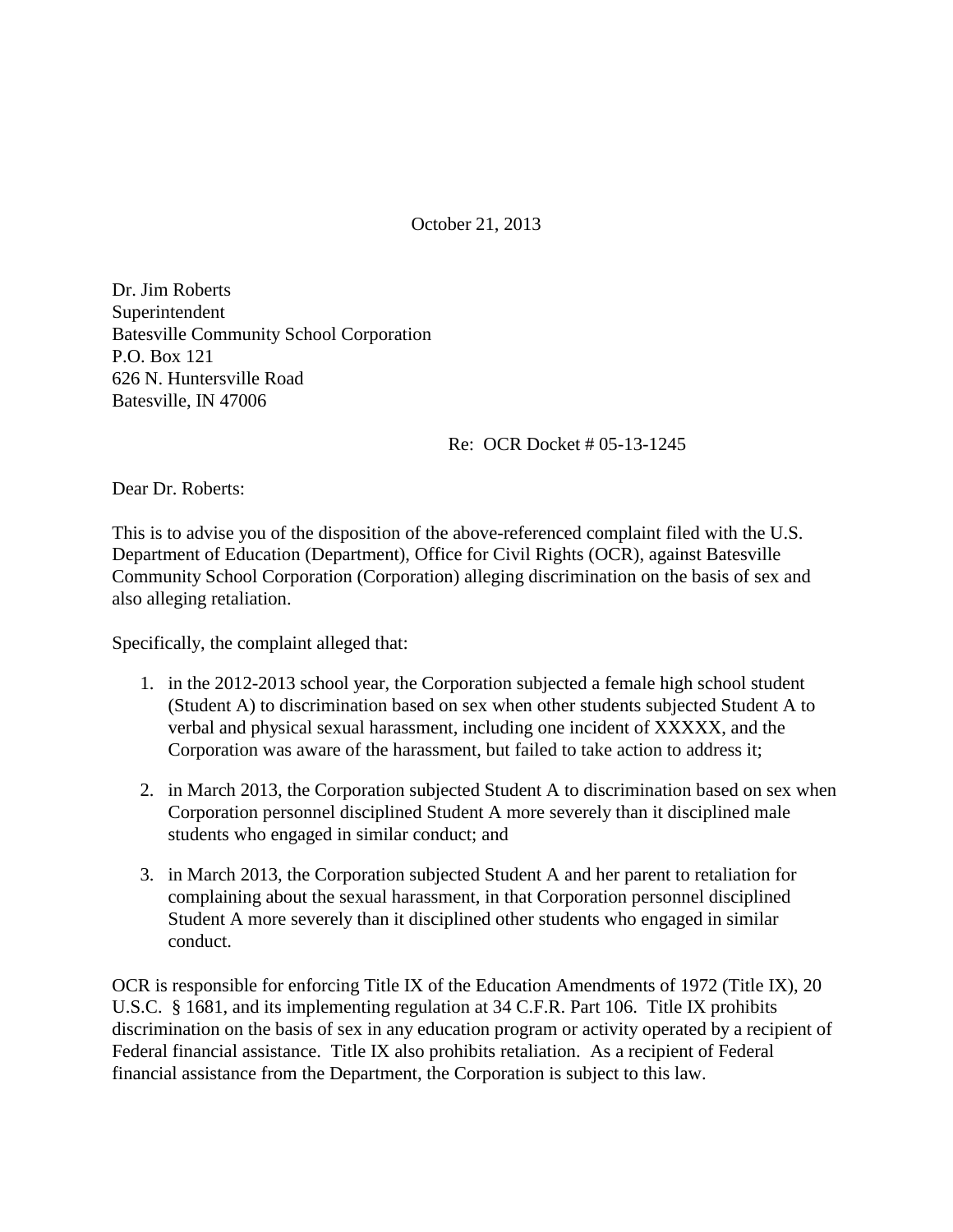October 21, 2013

Dr. Jim Roberts
Superintendent
Batesville Community School Corporation
P.O. Box 121
626 N. Huntersville Road
Batesville, IN 47006

Re: OCR Docket # 05-13-1245

Dear Dr. Roberts:

This is to advise you of the disposition of the above-referenced complaint filed with the U.S. Department of Education (Department), Office for Civil Rights (OCR), against Batesville Community School Corporation (Corporation) alleging discrimination on the basis of sex and also alleging retaliation.

Specifically, the complaint alleged that:

1. in the 2012-2013 school year, the Corporation subjected a female high school student (Student A) to discrimination based on sex when other students subjected Student A to verbal and physical sexual harassment, including one incident of XXXXX, and the Corporation was aware of the harassment, but failed to take action to address it;

2. in March 2013, the Corporation subjected Student A to discrimination based on sex when Corporation personnel disciplined Student A more severely than it disciplined male students who engaged in similar conduct; and

3. in March 2013, the Corporation subjected Student A and her parent to retaliation for complaining about the sexual harassment, in that Corporation personnel disciplined Student A more severely than it disciplined other students who engaged in similar conduct.

OCR is responsible for enforcing Title IX of the Education Amendments of 1972 (Title IX), 20 U.S.C. § 1681, and its implementing regulation at 34 C.F.R. Part 106. Title IX prohibits discrimination on the basis of sex in any education program or activity operated by a recipient of Federal financial assistance. Title IX also prohibits retaliation. As a recipient of Federal financial assistance from the Department, the Corporation is subject to this law.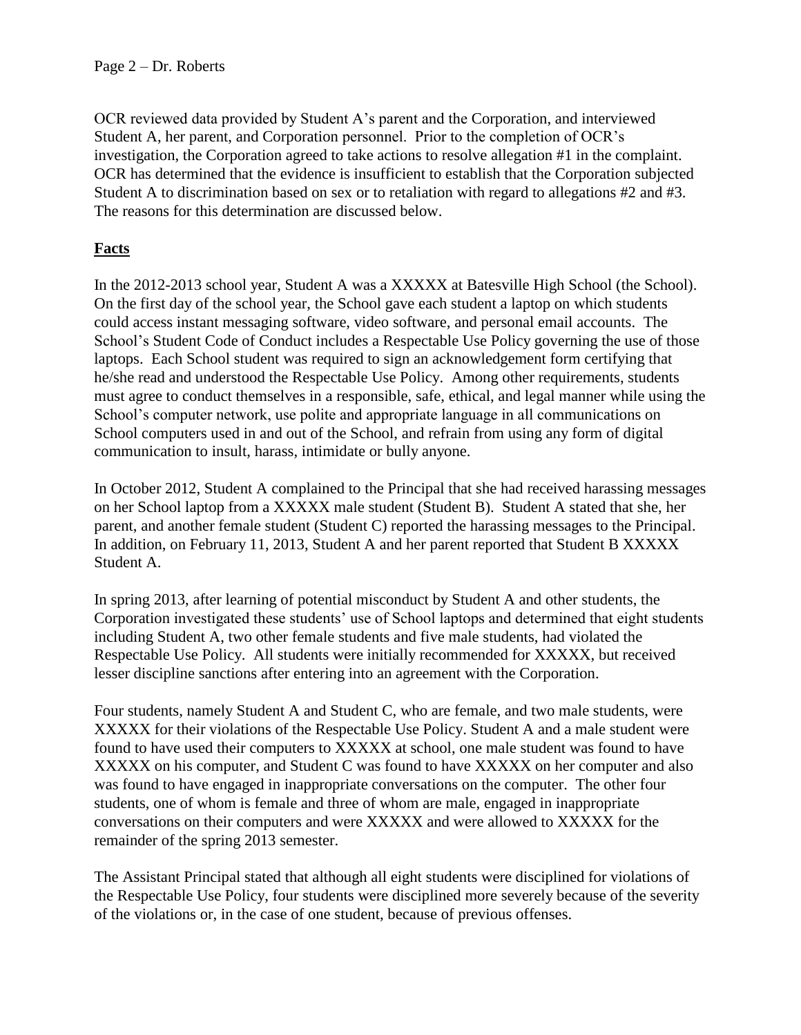OCR reviewed data provided by Student A's parent and the Corporation, and interviewed Student A, her parent, and Corporation personnel. Prior to the completion of OCR's investigation, the Corporation agreed to take actions to resolve allegation #1 in the complaint. OCR has determined that the evidence is insufficient to establish that the Corporation subjected Student A to discrimination based on sex or to retaliation with regard to allegations #2 and #3. The reasons for this determination are discussed below.

## **Facts**

In the 2012-2013 school year, Student A was a XXXXX at Batesville High School (the School). On the first day of the school year, the School gave each student a laptop on which students could access instant messaging software, video software, and personal email accounts. The School's Student Code of Conduct includes a Respectable Use Policy governing the use of those laptops. Each School student was required to sign an acknowledgement form certifying that he/she read and understood the Respectable Use Policy. Among other requirements, students must agree to conduct themselves in a responsible, safe, ethical, and legal manner while using the School's computer network, use polite and appropriate language in all communications on School computers used in and out of the School, and refrain from using any form of digital communication to insult, harass, intimidate or bully anyone.

In October 2012, Student A complained to the Principal that she had received harassing messages on her School laptop from a XXXXX male student (Student B). Student A stated that she, her parent, and another female student (Student C) reported the harassing messages to the Principal. In addition, on February 11, 2013, Student A and her parent reported that Student B XXXXX Student A.

In spring 2013, after learning of potential misconduct by Student A and other students, the Corporation investigated these students' use of School laptops and determined that eight students including Student A, two other female students and five male students, had violated the Respectable Use Policy. All students were initially recommended for XXXXX, but received lesser discipline sanctions after entering into an agreement with the Corporation.

Four students, namely Student A and Student C, who are female, and two male students, were XXXXX for their violations of the Respectable Use Policy. Student A and a male student were found to have used their computers to XXXXX at school, one male student was found to have XXXXX on his computer, and Student C was found to have XXXXX on her computer and also was found to have engaged in inappropriate conversations on the computer. The other four students, one of whom is female and three of whom are male, engaged in inappropriate conversations on their computers and were XXXXX and were allowed to XXXXX for the remainder of the spring 2013 semester.

The Assistant Principal stated that although all eight students were disciplined for violations of the Respectable Use Policy, four students were disciplined more severely because of the severity of the violations or, in the case of one student, because of previous offenses.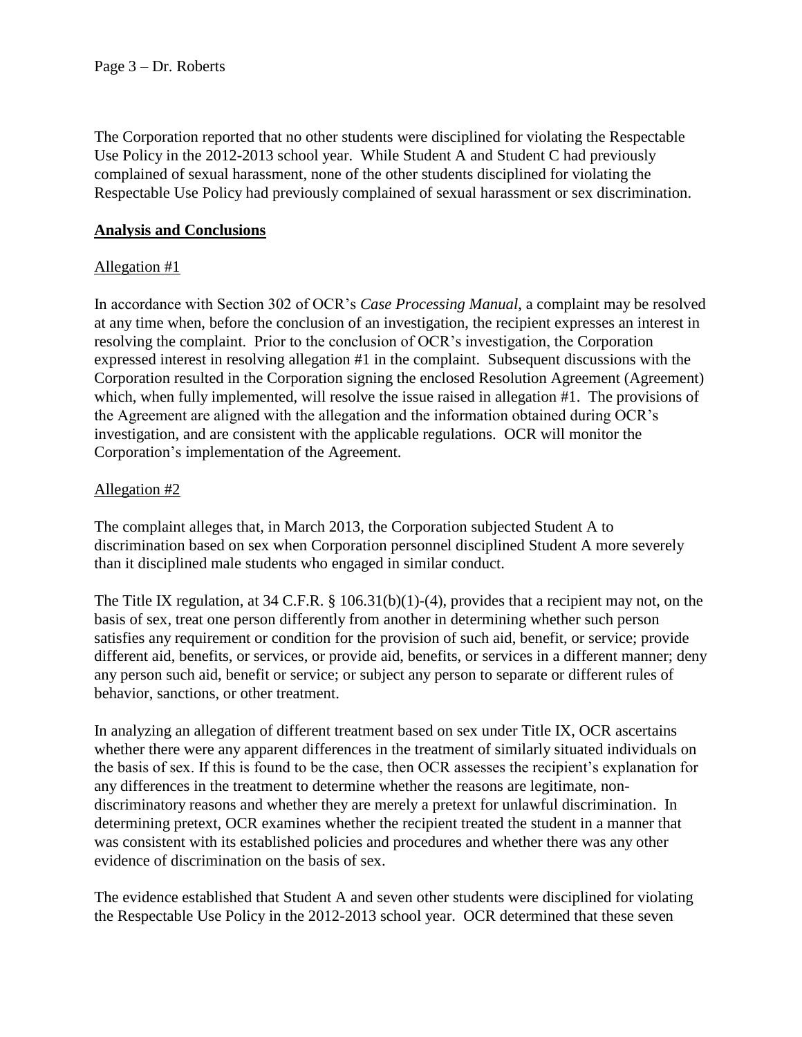The Corporation reported that no other students were disciplined for violating the Respectable Use Policy in the 2012-2013 school year. While Student A and Student C had previously complained of sexual harassment, none of the other students disciplined for violating the Respectable Use Policy had previously complained of sexual harassment or sex discrimination.

## **Analysis and Conclusions**

### Allegation #1

In accordance with Section 302 of OCR's *Case Processing Manual*, a complaint may be resolved at any time when, before the conclusion of an investigation, the recipient expresses an interest in resolving the complaint. Prior to the conclusion of OCR's investigation, the Corporation expressed interest in resolving allegation #1 in the complaint. Subsequent discussions with the Corporation resulted in the Corporation signing the enclosed Resolution Agreement (Agreement) which, when fully implemented, will resolve the issue raised in allegation #1. The provisions of the Agreement are aligned with the allegation and the information obtained during OCR's investigation, and are consistent with the applicable regulations. OCR will monitor the Corporation's implementation of the Agreement.

### Allegation #2

The complaint alleges that, in March 2013, the Corporation subjected Student A to discrimination based on sex when Corporation personnel disciplined Student A more severely than it disciplined male students who engaged in similar conduct.

The Title IX regulation, at 34 C.F.R. § 106.31(b)(1)-(4), provides that a recipient may not, on the basis of sex, treat one person differently from another in determining whether such person satisfies any requirement or condition for the provision of such aid, benefit, or service; provide different aid, benefits, or services, or provide aid, benefits, or services in a different manner; deny any person such aid, benefit or service; or subject any person to separate or different rules of behavior, sanctions, or other treatment.

In analyzing an allegation of different treatment based on sex under Title IX, OCR ascertains whether there were any apparent differences in the treatment of similarly situated individuals on the basis of sex. If this is found to be the case, then OCR assesses the recipient's explanation for any differences in the treatment to determine whether the reasons are legitimate, non-discriminatory reasons and whether they are merely a pretext for unlawful discrimination. In determining pretext, OCR examines whether the recipient treated the student in a manner that was consistent with its established policies and procedures and whether there was any other evidence of discrimination on the basis of sex.

The evidence established that Student A and seven other students were disciplined for violating the Respectable Use Policy in the 2012-2013 school year. OCR determined that these seven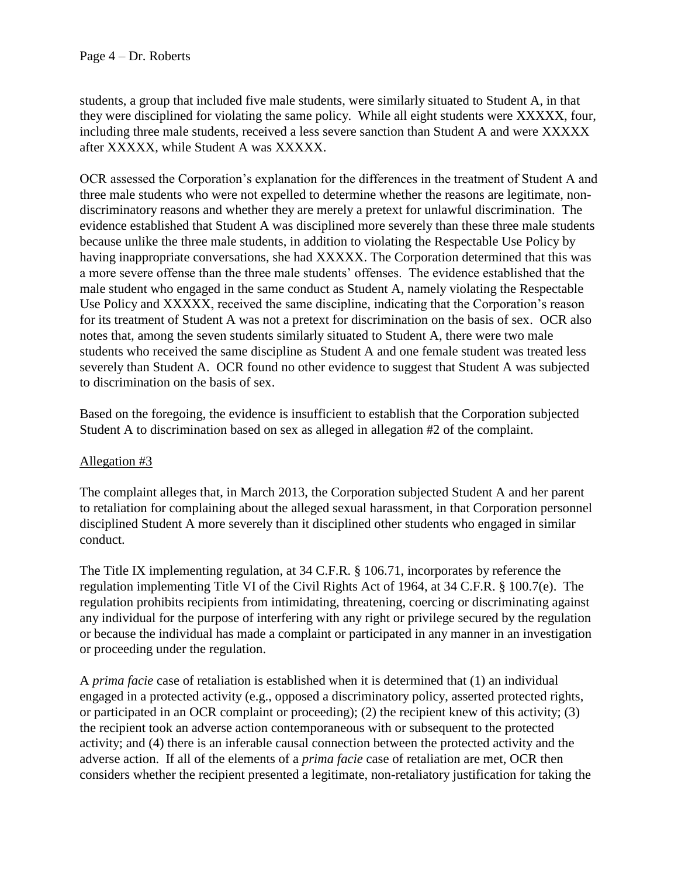students, a group that included five male students, were similarly situated to Student A, in that they were disciplined for violating the same policy. While all eight students were XXXXX, four, including three male students, received a less severe sanction than Student A and were XXXXX after XXXXX, while Student A was XXXXX.

OCR assessed the Corporation's explanation for the differences in the treatment of Student A and three male students who were not expelled to determine whether the reasons are legitimate, non-discriminatory reasons and whether they are merely a pretext for unlawful discrimination. The evidence established that Student A was disciplined more severely than these three male students because unlike the three male students, in addition to violating the Respectable Use Policy by having inappropriate conversations, she had XXXXX. The Corporation determined that this was a more severe offense than the three male students' offenses. The evidence established that the male student who engaged in the same conduct as Student A, namely violating the Respectable Use Policy and XXXXX, received the same discipline, indicating that the Corporation's reason for its treatment of Student A was not a pretext for discrimination on the basis of sex. OCR also notes that, among the seven students similarly situated to Student A, there were two male students who received the same discipline as Student A and one female student was treated less severely than Student A. OCR found no other evidence to suggest that Student A was subjected to discrimination on the basis of sex.

Based on the foregoing, the evidence is insufficient to establish that the Corporation subjected Student A to discrimination based on sex as alleged in allegation #2 of the complaint.

Allegation #3

The complaint alleges that, in March 2013, the Corporation subjected Student A and her parent to retaliation for complaining about the alleged sexual harassment, in that Corporation personnel disciplined Student A more severely than it disciplined other students who engaged in similar conduct.

The Title IX implementing regulation, at 34 C.F.R. § 106.71, incorporates by reference the regulation implementing Title VI of the Civil Rights Act of 1964, at 34 C.F.R. § 100.7(e). The regulation prohibits recipients from intimidating, threatening, coercing or discriminating against any individual for the purpose of interfering with any right or privilege secured by the regulation or because the individual has made a complaint or participated in any manner in an investigation or proceeding under the regulation.

A *prima facie* case of retaliation is established when it is determined that (1) an individual engaged in a protected activity (e.g., opposed a discriminatory policy, asserted protected rights, or participated in an OCR complaint or proceeding); (2) the recipient knew of this activity; (3) the recipient took an adverse action contemporaneous with or subsequent to the protected activity; and (4) there is an inferable causal connection between the protected activity and the adverse action. If all of the elements of a *prima facie* case of retaliation are met, OCR then considers whether the recipient presented a legitimate, non-retaliatory justification for taking the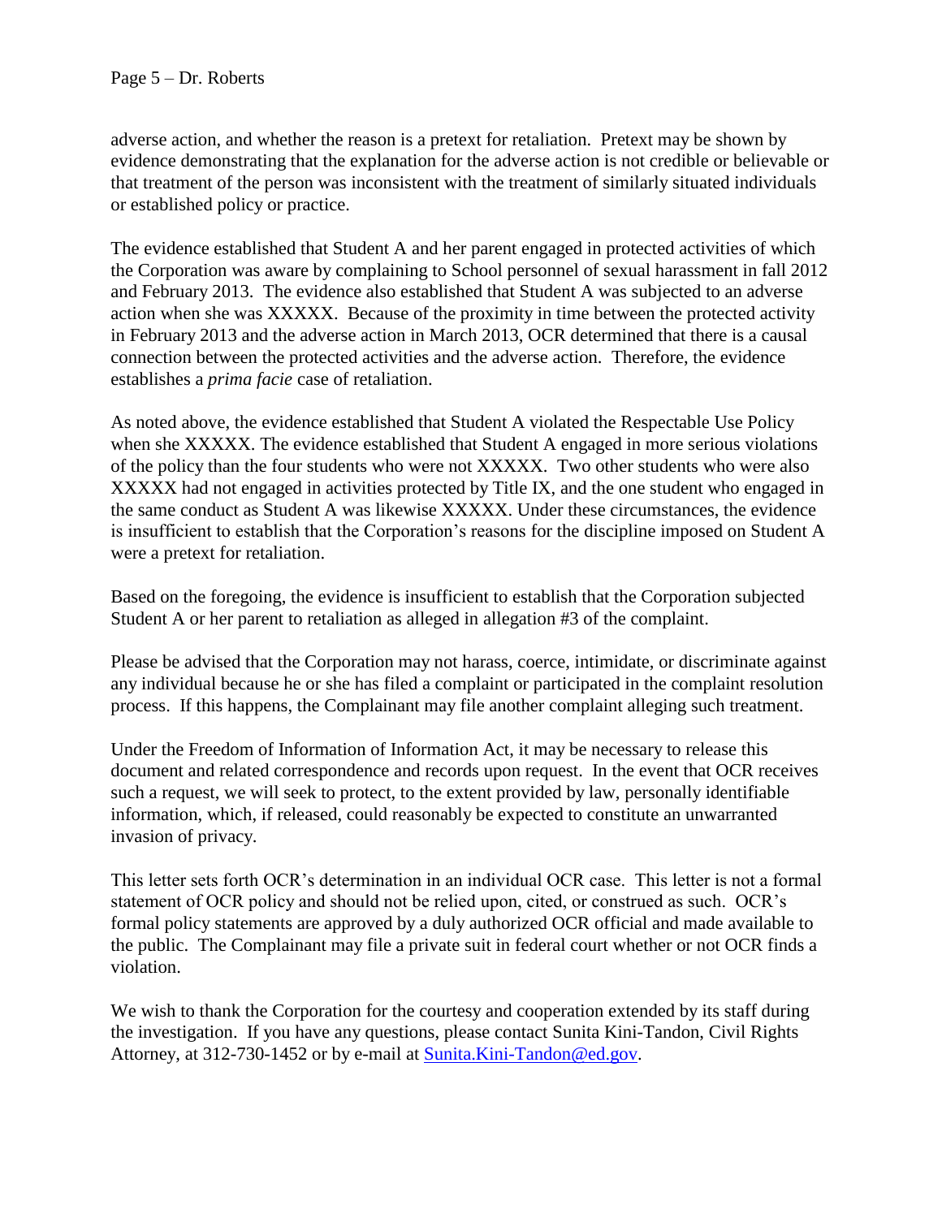adverse action, and whether the reason is a pretext for retaliation. Pretext may be shown by evidence demonstrating that the explanation for the adverse action is not credible or believable or that treatment of the person was inconsistent with the treatment of similarly situated individuals or established policy or practice.

The evidence established that Student A and her parent engaged in protected activities of which the Corporation was aware by complaining to School personnel of sexual harassment in fall 2012 and February 2013. The evidence also established that Student A was subjected to an adverse action when she was XXXXX. Because of the proximity in time between the protected activity in February 2013 and the adverse action in March 2013, OCR determined that there is a causal connection between the protected activities and the adverse action. Therefore, the evidence establishes a *prima facie* case of retaliation.

As noted above, the evidence established that Student A violated the Respectable Use Policy when she XXXXX. The evidence established that Student A engaged in more serious violations of the policy than the four students who were not XXXXX. Two other students who were also XXXXX had not engaged in activities protected by Title IX, and the one student who engaged in the same conduct as Student A was likewise XXXXX. Under these circumstances, the evidence is insufficient to establish that the Corporation's reasons for the discipline imposed on Student A were a pretext for retaliation.

Based on the foregoing, the evidence is insufficient to establish that the Corporation subjected Student A or her parent to retaliation as alleged in allegation #3 of the complaint.

Please be advised that the Corporation may not harass, coerce, intimidate, or discriminate against any individual because he or she has filed a complaint or participated in the complaint resolution process. If this happens, the Complainant may file another complaint alleging such treatment.

Under the Freedom of Information of Information Act, it may be necessary to release this document and related correspondence and records upon request. In the event that OCR receives such a request, we will seek to protect, to the extent provided by law, personally identifiable information, which, if released, could reasonably be expected to constitute an unwarranted invasion of privacy.

This letter sets forth OCR's determination in an individual OCR case. This letter is not a formal statement of OCR policy and should not be relied upon, cited, or construed as such. OCR's formal policy statements are approved by a duly authorized OCR official and made available to the public. The Complainant may file a private suit in federal court whether or not OCR finds a violation.

We wish to thank the Corporation for the courtesy and cooperation extended by its staff during the investigation. If you have any questions, please contact Sunita Kini-Tandon, Civil Rights Attorney, at 312-730-1452 or by e-mail at Sunita.Kini-Tandon@ed.gov.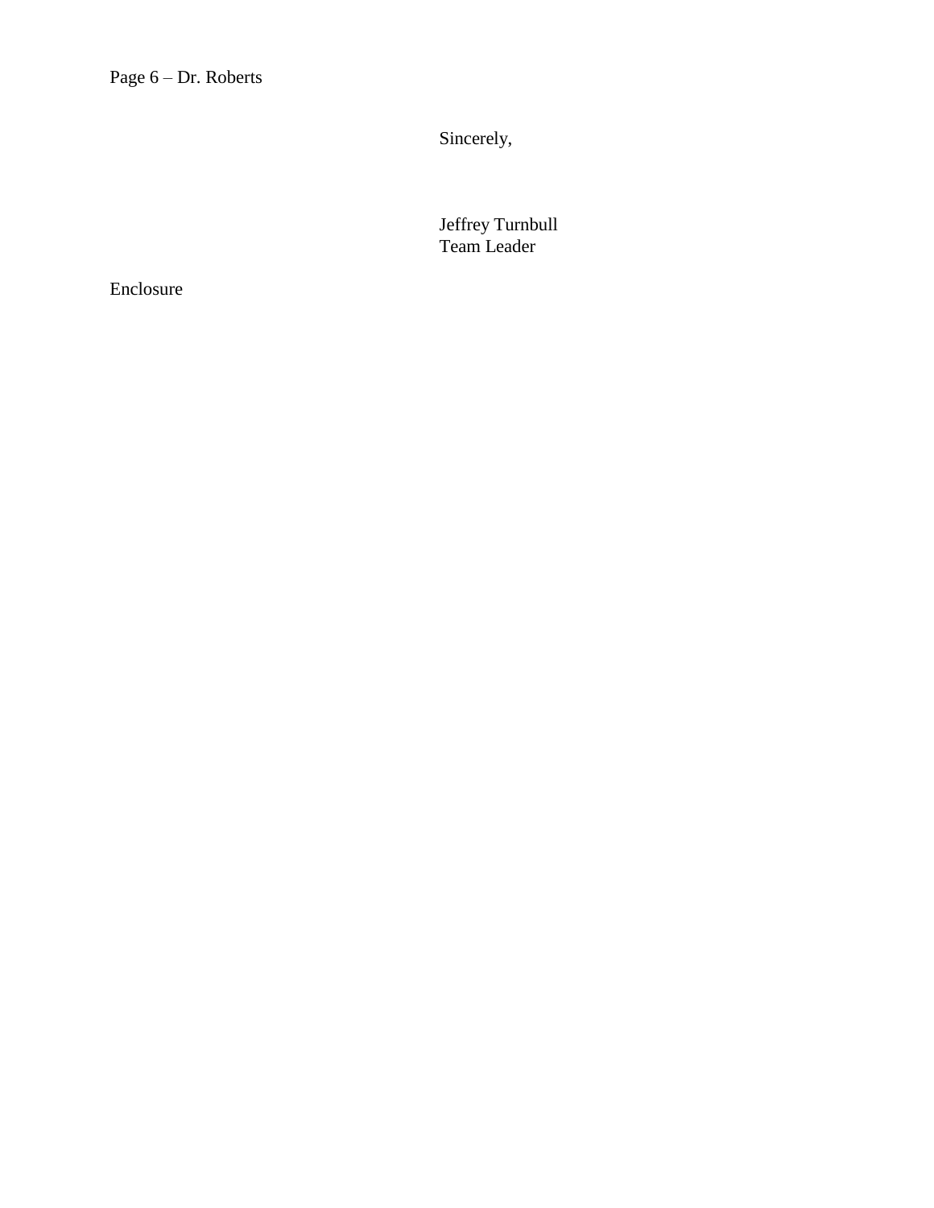Sincerely,

Jeffrey Turnbull
Team Leader

Enclosure